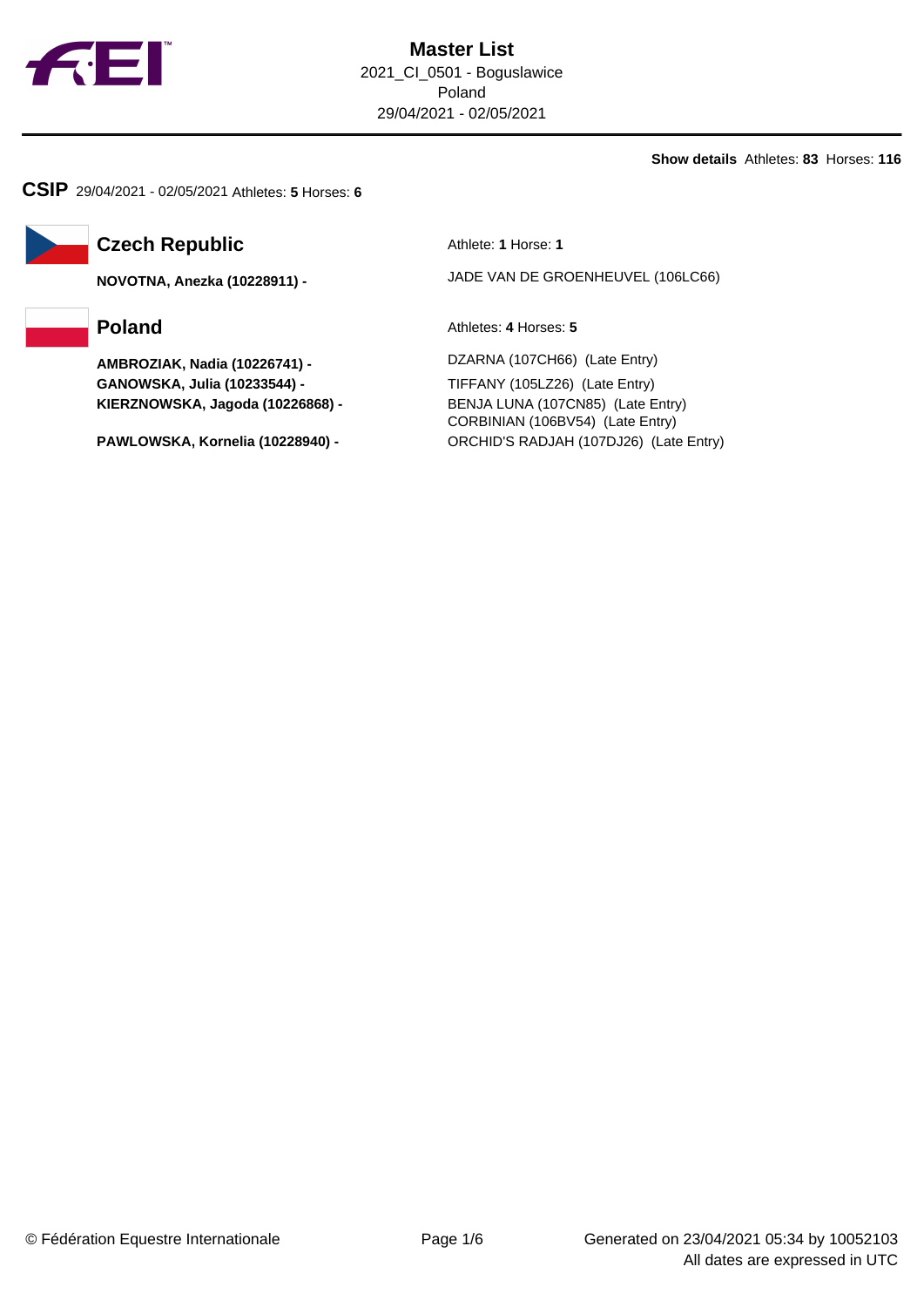# Master List

2021_CI_0501 - Boguslawice
Poland
29/04/2021 - 02/05/2021

**Show details** Athletes: **83** Horses: **116**

## CSIP 29/04/2021 - 02/05/2021 Athletes: **5** Horses: **6**

### Czech Republic

Athlete: **1** Horse: **1**

| | |
|---|---|
| **NOVOTNA, Anezka (10228911) -** | JADE VAN DE GROENHEUVEL (106LC66) |

### Poland

Athletes: **4** Horses: **5**

| | |
|---|---|
| **AMBROZIAK, Nadia (10226741) -** | DZARNA (107CH66) (Late Entry) |
| **GANOWSKA, Julia (10233544) -** | TIFFANY (105LZ26) (Late Entry) |
| **KIERZNOWSKA, Jagoda (10226868) -** | BENJA LUNA (107CN85) (Late Entry) |
| | CORBINIAN (106BV54) (Late Entry) |
| **PAWLOWSKA, Kornelia (10228940) -** | ORCHID'S RADJAH (107DJ26) (Late Entry) |

© Fédération Equestre Internationale

Generated on 23/04/2021 05:34 by 10052103
All dates are expressed in UTC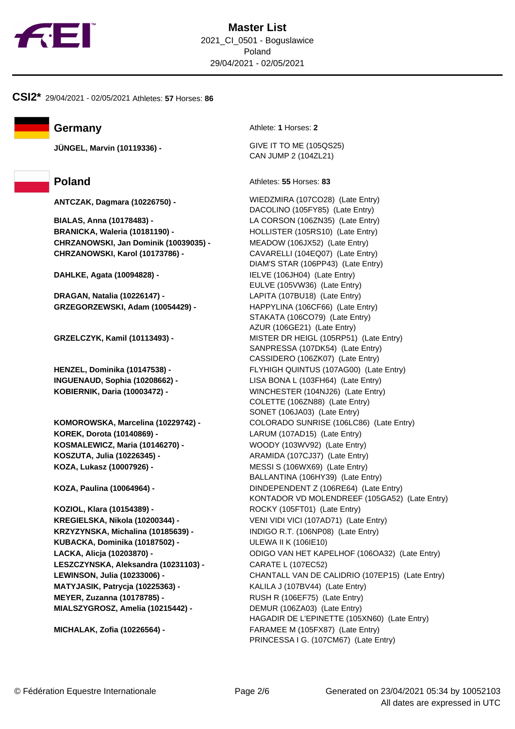# Master List

2021_CI_0501 - Boguslawice
Poland
29/04/2021 - 02/05/2021

**CSI2*** 29/04/2021 - 02/05/2021 Athletes: **57** Horses: **86**

## Germany

Athlete: **1** Horses: **2**

| | |
|---|---|
| **JÜNGEL, Marvin (10119336) -** | GIVE IT TO ME (105QS25)<br>CAN JUMP 2 (104ZL21) |

## Poland

Athletes: **55** Horses: **83**

| | |
|---|---|
| **ANTCZAK, Dagmara (10226750) -** | WIEDZMIRA (107CO28) (Late Entry)<br>DACOLINO (105FY85) (Late Entry) |
| **BIALAS, Anna (10178483) -** | LA CORSON (106ZN35) (Late Entry) |
| **BRANICKA, Waleria (10181190) -** | HOLLISTER (105RS10) (Late Entry) |
| **CHRZANOWSKI, Jan Dominik (10039035) -** | MEADOW (106JX52) (Late Entry) |
| **CHRZANOWSKI, Karol (10173786) -** | CAVARELLI (104EQ07) (Late Entry)<br>DIAM'S STAR (106PP43) (Late Entry) |
| **DAHLKE, Agata (10094828) -** | IELVE (106JH04) (Late Entry)<br>EULVE (105VW36) (Late Entry) |
| **DRAGAN, Natalia (10226147) -** | LAPITA (107BU18) (Late Entry) |
| **GRZEGORZEWSKI, Adam (10054429) -** | HAPPYLINA (106CF66) (Late Entry)<br>STAKATA (106CO79) (Late Entry)<br>AZUR (106GE21) (Late Entry) |
| **GRZELCZYK, Kamil (10113493) -** | MISTER DR HEIGL (105RP51) (Late Entry)<br>SANPRESSA (107DK54) (Late Entry)<br>CASSIDERO (106ZK07) (Late Entry) |
| **HENZEL, Dominika (10147538) -** | FLYHIGH QUINTUS (107AG00) (Late Entry) |
| **INGUENAUD, Sophia (10208662) -** | LISA BONA L (103FH64) (Late Entry) |
| **KOBIERNIK, Daria (10003472) -** | WINCHESTER (104NJ26) (Late Entry)<br>COLETTE (106ZN88) (Late Entry)<br>SONET (106JA03) (Late Entry) |
| **KOMOROWSKA, Marcelina (10229742) -** | COLORADO SUNRISE (106LC86) (Late Entry) |
| **KOREK, Dorota (10140869) -** | LARUM (107AD15) (Late Entry) |
| **KOSMALEWICZ, Maria (10146270) -** | WOODY (103WV92) (Late Entry) |
| **KOSZUTA, Julia (10226345) -** | ARAMIDA (107CJ37) (Late Entry) |
| **KOZA, Lukasz (10007926) -** | MESSI S (106WX69) (Late Entry)<br>BALLANTINA (106HY39) (Late Entry) |
| **KOZA, Paulina (10064964) -** | DINDEPENDENT Z (106RE64) (Late Entry)<br>KONTADOR VD MOLENDREEF (105GA52) (Late Entry) |
| **KOZIOL, Klara (10154389) -** | ROCKY (105FT01) (Late Entry) |
| **KREGIELSKA, Nikola (10200344) -** | VENI VIDI VICI (107AD71) (Late Entry) |
| **KRZYZYNSKA, Michalina (10185639) -** | INDIGO R.T. (106NP08) (Late Entry) |
| **KUBACKA, Dominika (10187502) -** | ULEWA II K (106IE10) |
| **LACKA, Alicja (10203870) -** | ODIGO VAN HET KAPELHOF (106OA32) (Late Entry) |
| **LESZCZYNSKA, Aleksandra (10231103) -** | CARATE L (107EC52) |
| **LEWINSON, Julia (10233006) -** | CHANTALL VAN DE CALIDRIO (107EP15) (Late Entry) |
| **MATYJASIK, Patrycja (10225363) -** | KALILA J (107BV44) (Late Entry) |
| **MEYER, Zuzanna (10178785) -** | RUSH R (106EF75) (Late Entry) |
| **MIALSZYGROSZ, Amelia (10215442) -** | DEMUR (106ZA03) (Late Entry)<br>HAGADIR DE L'EPINETTE (105XN60) (Late Entry) |
| **MICHALAK, Zofia (10226564) -** | FARAMEE M (105FX87) (Late Entry)<br>PRINCESSA I G. (107CM67) (Late Entry) |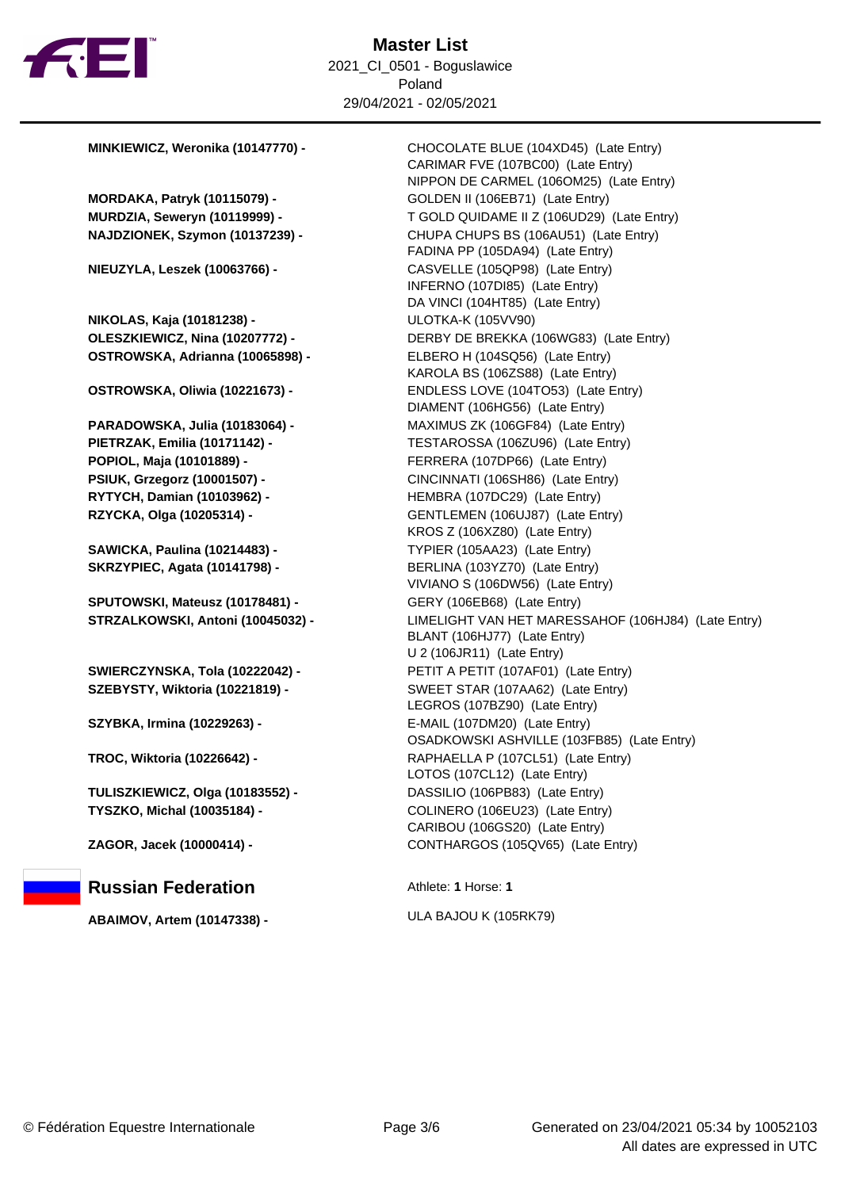# Master List

2021_CI_0501 - Boguslawice
Poland
29/04/2021 - 02/05/2021

| Athlete | Horse |
|---|---|
| **MINKIEWICZ, Weronika (10147770) -** | CHOCOLATE BLUE (104XD45) (Late Entry)<br>CARIMAR FVE (107BC00) (Late Entry)<br>NIPPON DE CARMEL (106OM25) (Late Entry) |
| **MORDAKA, Patryk (10115079) -** | GOLDEN II (106EB71) (Late Entry) |
| **MURDZIA, Seweryn (10119999) -** | T GOLD QUIDAME II Z (106UD29) (Late Entry) |
| **NAJDZIONEK, Szymon (10137239) -** | CHUPA CHUPS BS (106AU51) (Late Entry)<br>FADINA PP (105DA94) (Late Entry) |
| **NIEUZYLA, Leszek (10063766) -** | CASVELLE (105QP98) (Late Entry)<br>INFERNO (107DI85) (Late Entry)<br>DA VINCI (104HT85) (Late Entry) |
| **NIKOLAS, Kaja (10181238) -** | ULOTKA-K (105VV90) |
| **OLESZKIEWICZ, Nina (10207772) -** | DERBY DE BREKKA (106WG83) (Late Entry) |
| **OSTROWSKA, Adrianna (10065898) -** | ELBERO H (104SQ56) (Late Entry)<br>KAROLA BS (106ZS88) (Late Entry) |
| **OSTROWSKA, Oliwia (10221673) -** | ENDLESS LOVE (104TO53) (Late Entry)<br>DIAMENT (106HG56) (Late Entry) |
| **PARADOWSKA, Julia (10183064) -** | MAXIMUS ZK (106GF84) (Late Entry) |
| **PIETRZAK, Emilia (10171142) -** | TESTAROSSA (106ZU96) (Late Entry) |
| **POPIOL, Maja (10101889) -** | FERRERA (107DP66) (Late Entry) |
| **PSIUK, Grzegorz (10001507) -** | CINCINNATI (106SH86) (Late Entry) |
| **RYTYCH, Damian (10103962) -** | HEMBRA (107DC29) (Late Entry) |
| **RZYCKA, Olga (10205314) -** | GENTLEMEN (106UJ87) (Late Entry)<br>KROS Z (106XZ80) (Late Entry) |
| **SAWICKA, Paulina (10214483) -** | TYPIER (105AA23) (Late Entry) |
| **SKRZYPIEC, Agata (10141798) -** | BERLINA (103YZ70) (Late Entry)<br>VIVIANO S (106DW56) (Late Entry) |
| **SPUTOWSKI, Mateusz (10178481) -** | GERY (106EB68) (Late Entry) |
| **STRZALKOWSKI, Antoni (10045032) -** | LIMELIGHT VAN HET MARESSAHOF (106HJ84) (Late Entry)<br>BLANT (106HJ77) (Late Entry)<br>U 2 (106JR11) (Late Entry) |
| **SWIERCZYNSKA, Tola (10222042) -** | PETIT A PETIT (107AF01) (Late Entry) |
| **SZEBYSTY, Wiktoria (10221819) -** | SWEET STAR (107AA62) (Late Entry)<br>LEGROS (107BZ90) (Late Entry) |
| **SZYBKA, Irmina (10229263) -** | E-MAIL (107DM20) (Late Entry)<br>OSADKOWSKI ASHVILLE (103FB85) (Late Entry) |
| **TROC, Wiktoria (10226642) -** | RAPHAELLA P (107CL51) (Late Entry)<br>LOTOS (107CL12) (Late Entry) |
| **TULISZKIEWICZ, Olga (10183552) -** | DASSILIO (106PB83) (Late Entry) |
| **TYSZKO, Michal (10035184) -** | COLINERO (106EU23) (Late Entry)<br>CARIBOU (106GS20) (Late Entry) |
| **ZAGOR, Jacek (10000414) -** | CONTHARGOS (105QV65) (Late Entry) |

## Russian Federation

Athlete: **1** Horse: **1**

| Athlete | Horse |
|---|---|
| **ABAIMOV, Artem (10147338) -** | ULA BAJOU K (105RK79) |

© Fédération Equestre Internationale

Generated on 23/04/2021 05:34 by 10052103
All dates are expressed in UTC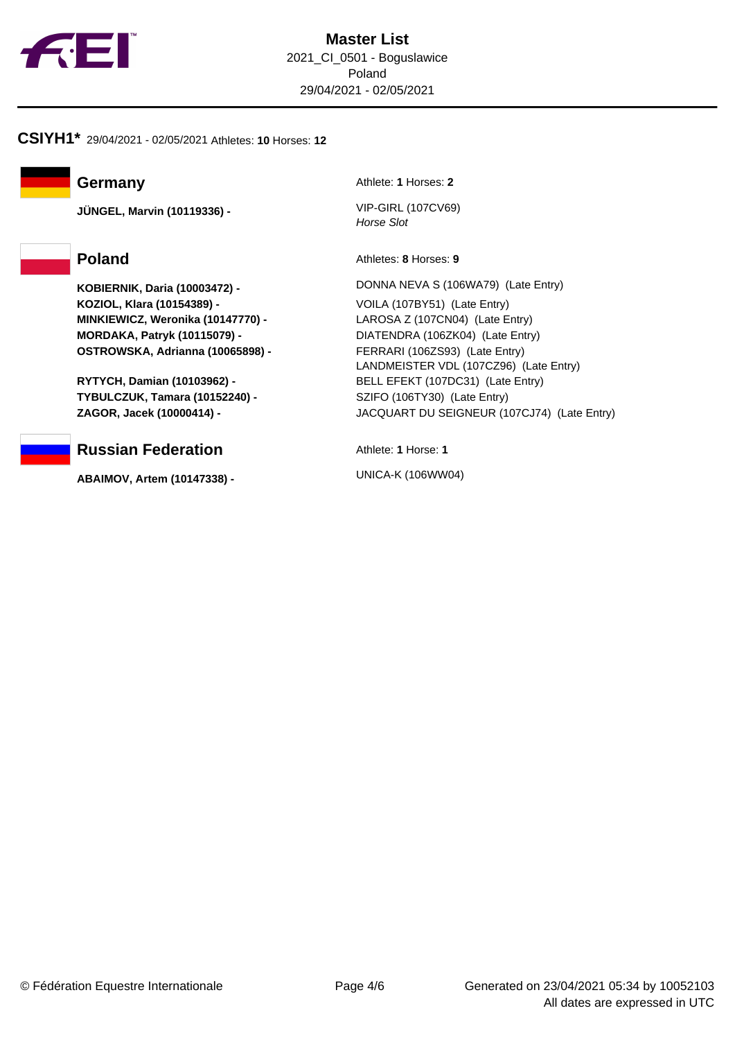# Master List

2021_CI_0501 - Boguslawice
Poland
29/04/2021 - 02/05/2021

## CSIYH1* 29/04/2021 - 02/05/2021 Athletes: **10** Horses: **12**

### Germany

Athlete: **1** Horses: **2**

| | |
|---|---|
| **JÜNGEL, Marvin (10119336) -** | VIP-GIRL (107CV69) |
| | *Horse Slot* |

### Poland

Athletes: **8** Horses: **9**

| | |
|---|---|
| **KOBIERNIK, Daria (10003472) -** | DONNA NEVA S (106WA79) (Late Entry) |
| **KOZIOL, Klara (10154389) -** | VOILA (107BY51) (Late Entry) |
| **MINKIEWICZ, Weronika (10147770) -** | LAROSA Z (107CN04) (Late Entry) |
| **MORDAKA, Patryk (10115079) -** | DIATENDRA (106ZK04) (Late Entry) |
| **OSTROWSKA, Adrianna (10065898) -** | FERRARI (106ZS93) (Late Entry) |
| | LANDMEISTER VDL (107CZ96) (Late Entry) |
| **RYTYCH, Damian (10103962) -** | BELL EFEKT (107DC31) (Late Entry) |
| **TYBULCZUK, Tamara (10152240) -** | SZIFO (106TY30) (Late Entry) |
| **ZAGOR, Jacek (10000414) -** | JACQUART DU SEIGNEUR (107CJ74) (Late Entry) |

### Russian Federation

Athlete: **1** Horse: **1**

| | |
|---|---|
| **ABAIMOV, Artem (10147338) -** | UNICA-K (106WW04) |

© Fédération Equestre Internationale

Generated on 23/04/2021 05:34 by 10052103
All dates are expressed in UTC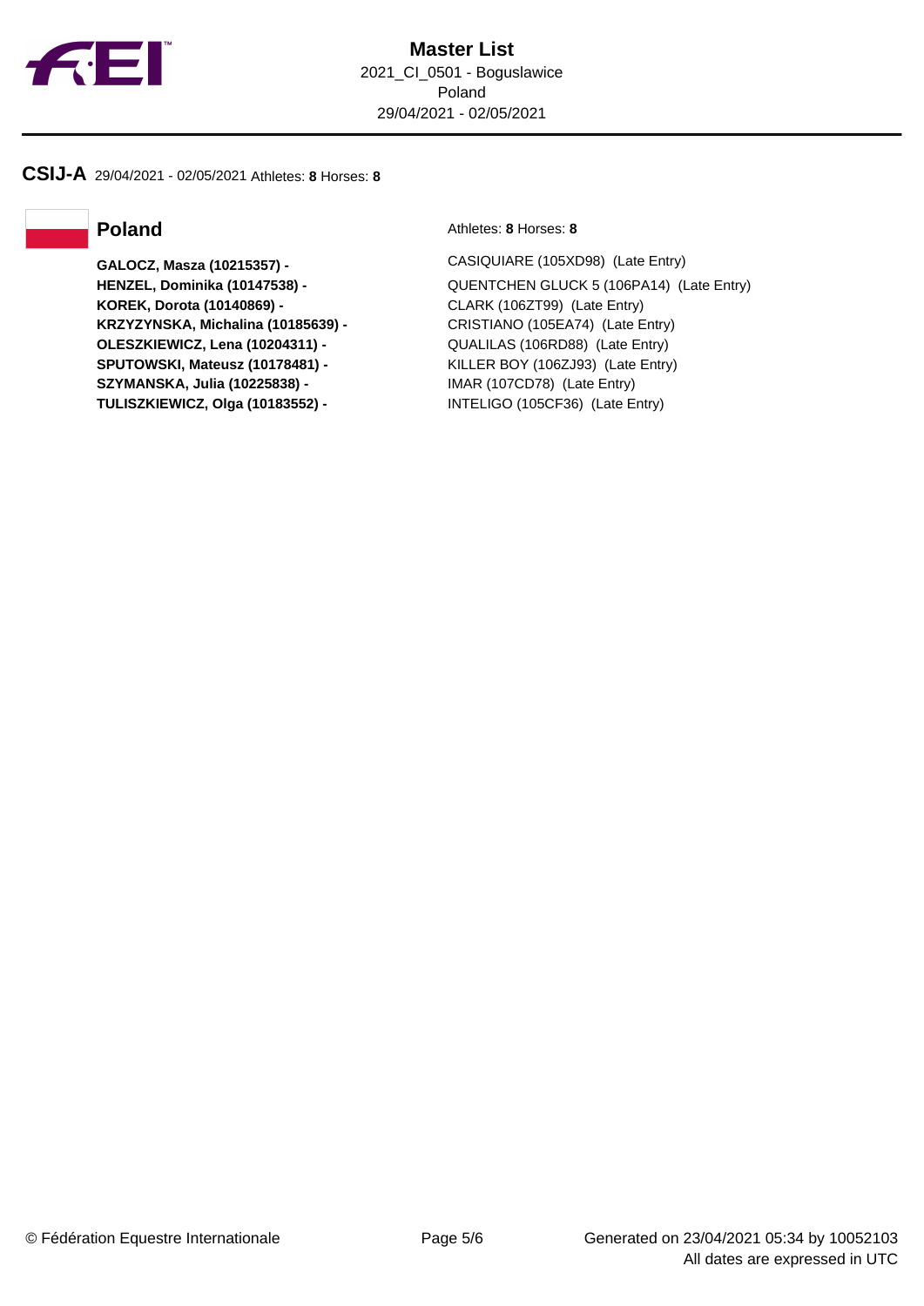# Master List

2021_CI_0501 - Boguslawice
Poland
29/04/2021 - 02/05/2021

## CSIJ-A 29/04/2021 - 02/05/2021 Athletes: **8** Horses: **8**

### Poland

Athletes: **8** Horses: **8**

| | |
|---|---|
| **GALOCZ, Masza (10215357) -** | CASIQUIARE (105XD98) (Late Entry) |
| **HENZEL, Dominika (10147538) -** | QUENTCHEN GLUCK 5 (106PA14) (Late Entry) |
| **KOREK, Dorota (10140869) -** | CLARK (106ZT99) (Late Entry) |
| **KRZYZYNSKA, Michalina (10185639) -** | CRISTIANO (105EA74) (Late Entry) |
| **OLESZKIEWICZ, Lena (10204311) -** | QUALILAS (106RD88) (Late Entry) |
| **SPUTOWSKI, Mateusz (10178481) -** | KILLER BOY (106ZJ93) (Late Entry) |
| **SZYMANSKA, Julia (10225838) -** | IMAR (107CD78) (Late Entry) |
| **TULISZKIEWICZ, Olga (10183552) -** | INTELIGO (105CF36) (Late Entry) |

© Fédération Equestre Internationale

Generated on 23/04/2021 05:34 by 10052103
All dates are expressed in UTC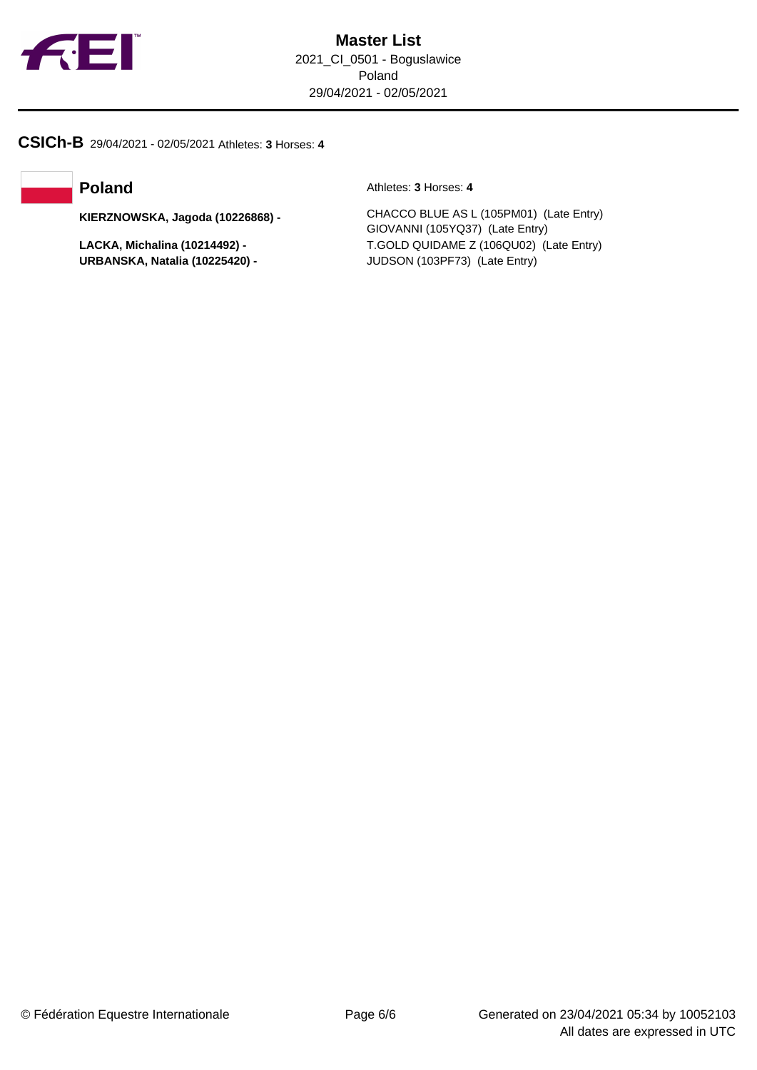# Master List

2021_CI_0501 - Boguslawice
Poland
29/04/2021 - 02/05/2021

## CSICh-B 29/04/2021 - 02/05/2021 Athletes: **3** Horses: **4**

### Poland

Athletes: **3** Horses: **4**

| | |
|---|---|
| **KIERZNOWSKA, Jagoda (10226868) -** | CHACCO BLUE AS L (105PM01) (Late Entry)<br>GIOVANNI (105YQ37) (Late Entry) |
| **LACKA, Michalina (10214492) -** | T.GOLD QUIDAME Z (106QU02) (Late Entry) |
| **URBANSKA, Natalia (10225420) -** | JUDSON (103PF73) (Late Entry) |

© Fédération Equestre Internationale

Generated on 23/04/2021 05:34 by 10052103
All dates are expressed in UTC